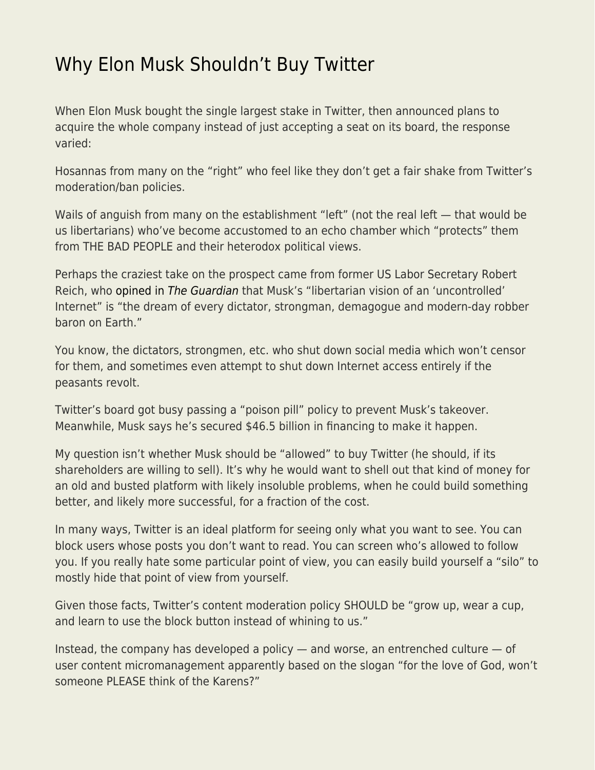# Why Elon Musk Shouldn't Buy Twitter

When Elon Musk bought the single largest stake in Twitter, then announced plans to acquire the whole company instead of just accepting a seat on its board, the response varied:

Hosannas from many on the "right" who feel like they don't get a fair shake from Twitter's moderation/ban policies.

Wails of anguish from many on the establishment "left" (not the real left — that would be us libertarians) who've become accustomed to an echo chamber which "protects" them from THE BAD PEOPLE and their heterodox political views.

Perhaps the craziest take on the prospect came from former US Labor Secretary Robert Reich, who opined in *The Guardian* that Musk's "libertarian vision of an 'uncontrolled' Internet" is "the dream of every dictator, strongman, demagogue and modern-day robber baron on Earth."

You know, the dictators, strongmen, etc. who shut down social media which won't censor for them, and sometimes even attempt to shut down Internet access entirely if the peasants revolt.

Twitter's board got busy passing a "poison pill" policy to prevent Musk's takeover. Meanwhile, Musk says he's secured $46.5 billion in financing to make it happen.

My question isn't whether Musk should be "allowed" to buy Twitter (he should, if its shareholders are willing to sell). It's why he would want to shell out that kind of money for an old and busted platform with likely insoluble problems, when he could build something better, and likely more successful, for a fraction of the cost.

In many ways, Twitter is an ideal platform for seeing only what you want to see. You can block users whose posts you don't want to read. You can screen who's allowed to follow you. If you really hate some particular point of view, you can easily build yourself a "silo" to mostly hide that point of view from yourself.

Given those facts, Twitter's content moderation policy SHOULD be "grow up, wear a cup, and learn to use the block button instead of whining to us."

Instead, the company has developed a policy — and worse, an entrenched culture — of user content micromanagement apparently based on the slogan "for the love of God, won't someone PLEASE think of the Karens?"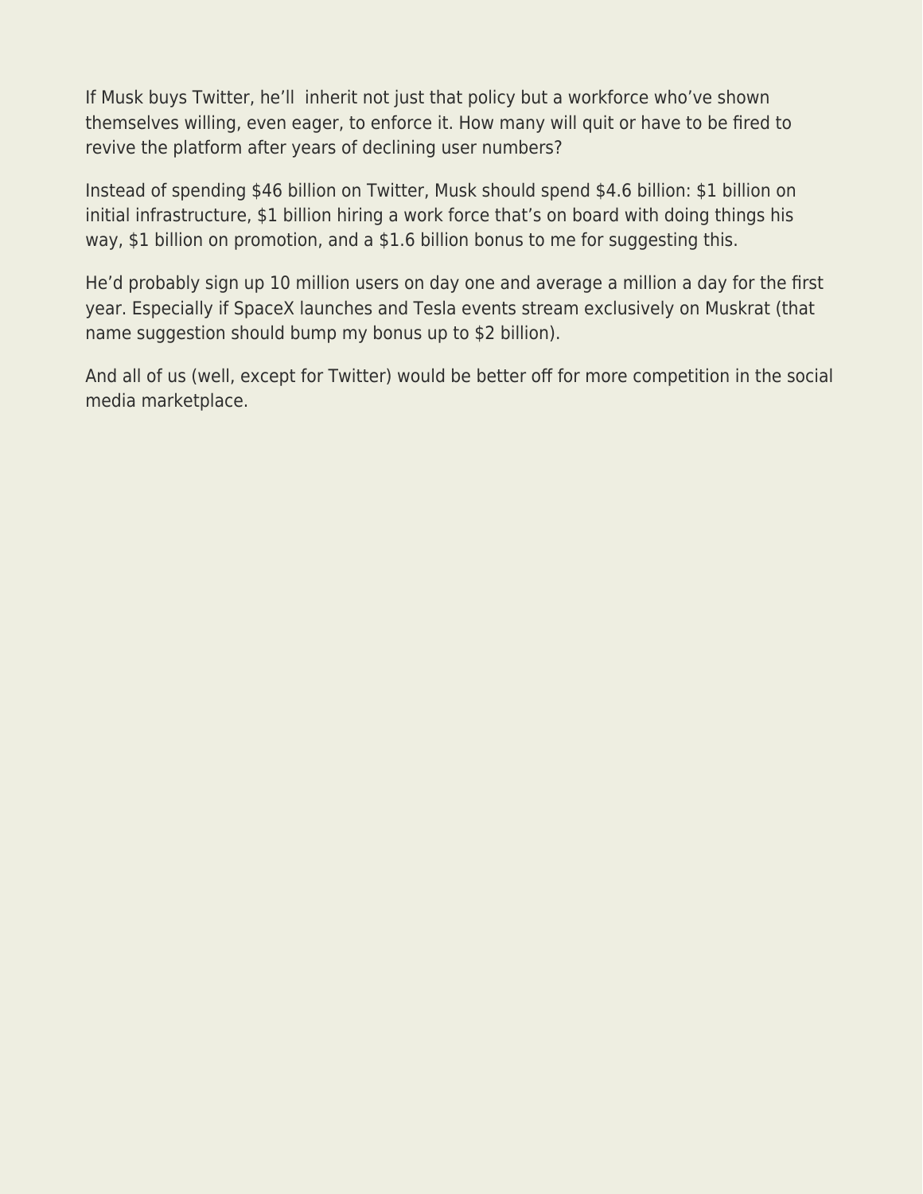If Musk buys Twitter, he'll inherit not just that policy but a workforce who've shown themselves willing, even eager, to enforce it. How many will quit or have to be fired to revive the platform after years of declining user numbers?

Instead of spending $46 billion on Twitter, Musk should spend $4.6 billion: $1 billion on initial infrastructure, $1 billion hiring a work force that's on board with doing things his way, $1 billion on promotion, and a $1.6 billion bonus to me for suggesting this.

He'd probably sign up 10 million users on day one and average a million a day for the first year. Especially if SpaceX launches and Tesla events stream exclusively on Muskrat (that name suggestion should bump my bonus up to $2 billion).

And all of us (well, except for Twitter) would be better off for more competition in the social media marketplace.